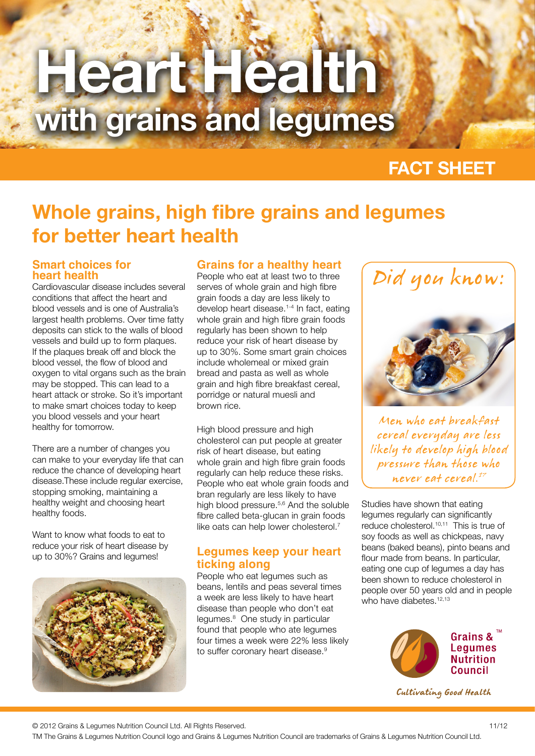# Heart Health
## with grains and legumes

FACT SHEET

## Whole grains, high fibre grains and legumes for better heart health

### Smart choices for heart health

Cardiovascular disease includes several conditions that affect the heart and blood vessels and is one of Australia's largest health problems. Over time fatty deposits can stick to the walls of blood vessels and build up to form plaques. If the plaques break off and block the blood vessel, the flow of blood and oxygen to vital organs such as the brain may be stopped. This can lead to a heart attack or stroke. So it's important to make smart choices today to keep you blood vessels and your heart healthy for tomorrow.

There are a number of changes you can make to your everyday life that can reduce the chance of developing heart disease.These include regular exercise, stopping smoking, maintaining a healthy weight and choosing heart healthy foods.

Want to know what foods to eat to reduce your risk of heart disease by up to 30%? Grains and legumes!

### Grains for a healthy heart

People who eat at least two to three serves of whole grain and high fibre grain foods a day are less likely to develop heart disease.[1-4] In fact, eating whole grain and high fibre grain foods regularly has been shown to help reduce your risk of heart disease by up to 30%. Some smart grain choices include wholemeal or mixed grain bread and pasta as well as whole grain and high fibre breakfast cereal, porridge or natural muesli and brown rice.

High blood pressure and high cholesterol can put people at greater risk of heart disease, but eating whole grain and high fibre grain foods regularly can help reduce these risks. People who eat whole grain foods and bran regularly are less likely to have high blood pressure.[5,6] And the soluble fibre called beta-glucan in grain foods like oats can help lower cholesterol.[7]

### Legumes keep your heart ticking along

People who eat legumes such as beans, lentils and peas several times a week are less likely to have heart disease than people who don't eat legumes.[8] One study in particular found that people who ate legumes four times a week were 22% less likely to suffer coronary heart disease.[9]

Studies have shown that eating legumes regularly can significantly reduce cholesterol.[10,11] This is true of soy foods as well as chickpeas, navy beans (baked beans), pinto beans and flour made from beans. In particular, eating one cup of legumes a day has been shown to reduce cholesterol in people over 50 years old and in people who have diabetes.[12,13]

**Did you know:**

*Men who eat breakfast cereal everyday are less likely to develop high blood pressure than those who never eat cereal.*[17]

Grains & Legumes Nutrition Council™

*Cultivating Good Health*

© 2012 Grains & Legumes Nutrition Council Ltd. All Rights Reserved. 11/12

TM The Grains & Legumes Nutrition Council logo and Grains & Legumes Nutrition Council are trademarks of Grains & Legumes Nutrition Council Ltd.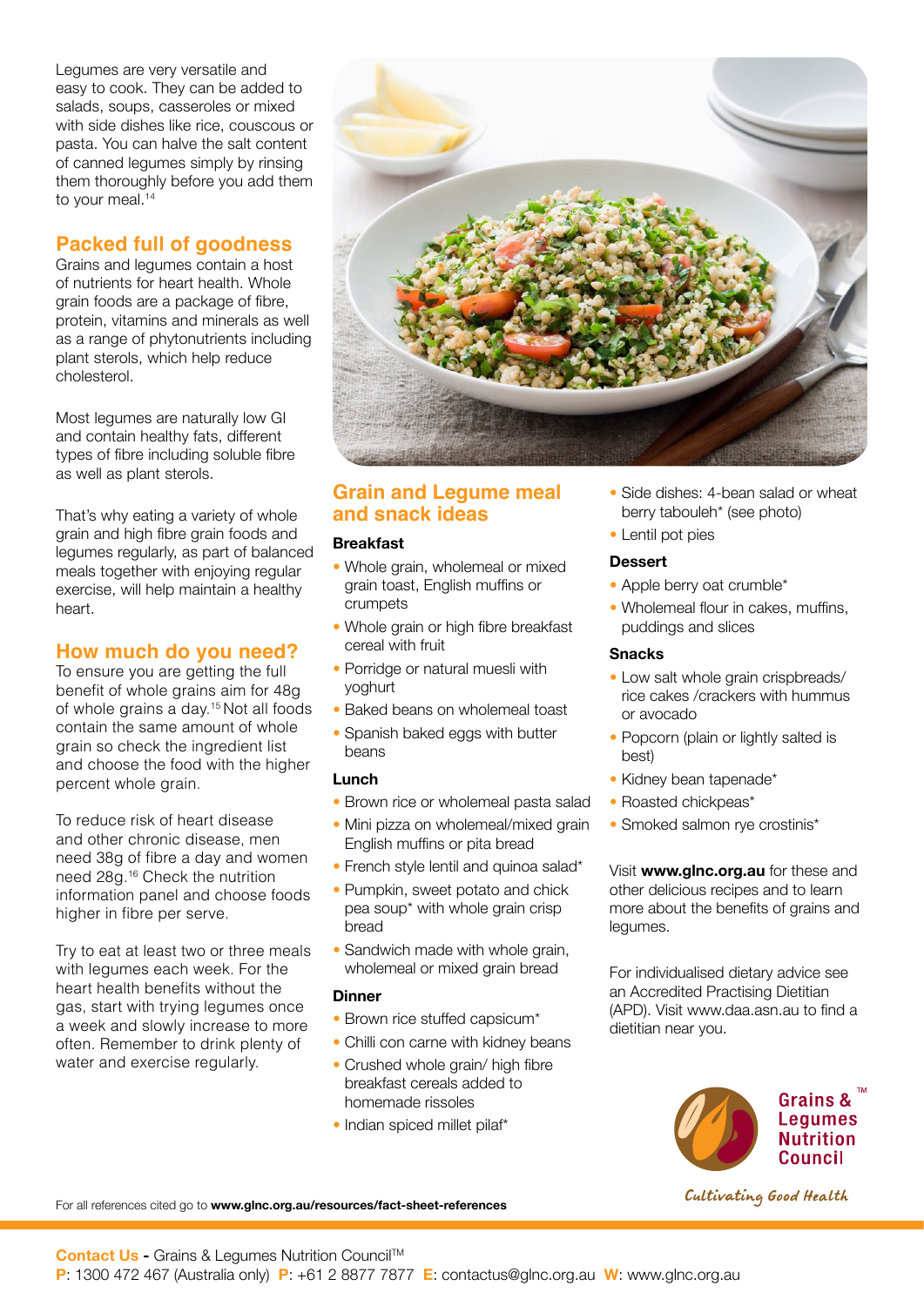Legumes are very versatile and easy to cook. They can be added to salads, soups, casseroles or mixed with side dishes like rice, couscous or pasta. You can halve the salt content of canned legumes simply by rinsing them thoroughly before you add them to your meal.[14]

## Packed full of goodness

Grains and legumes contain a host of nutrients for heart health. Whole grain foods are a package of fibre, protein, vitamins and minerals as well as a range of phytonutrients including plant sterols, which help reduce cholesterol.

Most legumes are naturally low GI and contain healthy fats, different types of fibre including soluble fibre as well as plant sterols.

That's why eating a variety of whole grain and high fibre grain foods and legumes regularly, as part of balanced meals together with enjoying regular exercise, will help maintain a healthy heart.

## How much do you need?

To ensure you are getting the full benefit of whole grains aim for 48g of whole grains a day.[15] Not all foods contain the same amount of whole grain so check the ingredient list and choose the food with the higher percent whole grain.

To reduce risk of heart disease and other chronic disease, men need 38g of fibre a day and women need 28g.[16] Check the nutrition information panel and choose foods higher in fibre per serve.

Try to eat at least two or three meals with legumes each week. For the heart health benefits without the gas, start with trying legumes once a week and slowly increase to more often. Remember to drink plenty of water and exercise regularly.

## Grain and Legume meal and snack ideas

### Breakfast

- Whole grain, wholemeal or mixed grain toast, English muffins or crumpets
- Whole grain or high fibre breakfast cereal with fruit
- Porridge or natural muesli with yoghurt
- Baked beans on wholemeal toast
- Spanish baked eggs with butter beans

### Lunch

- Brown rice or wholemeal pasta salad
- Mini pizza on wholemeal/mixed grain English muffins or pita bread
- French style lentil and quinoa salad*
- Pumpkin, sweet potato and chick pea soup* with whole grain crisp bread
- Sandwich made with whole grain, wholemeal or mixed grain bread

### Dinner

- Brown rice stuffed capsicum*
- Chilli con carne with kidney beans
- Crushed whole grain/ high fibre breakfast cereals added to homemade rissoles
- Indian spiced millet pilaf*
- Side dishes: 4-bean salad or wheat berry tabouleh* (see photo)
- Lentil pot pies

### Dessert

- Apple berry oat crumble*
- Wholemeal flour in cakes, muffins, puddings and slices

### Snacks

- Low salt whole grain crispbreads/ rice cakes /crackers with hummus or avocado
- Popcorn (plain or lightly salted is best)
- Kidney bean tapenade*
- Roasted chickpeas*
- Smoked salmon rye crostinis*

Visit **www.glnc.org.au** for these and other delicious recipes and to learn more about the benefits of grains and legumes.

For individualised dietary advice see an Accredited Practising Dietitian (APD). Visit www.daa.asn.au to find a dietitian near you.

Grains & Legumes Nutrition Council™

*Cultivating Good Health*

For all references cited go to **www.glnc.org.au/resources/fact-sheet-references**

**Contact Us** - Grains & Legumes Nutrition Council™
**P**: 1300 472 467 (Australia only) **P**: +61 2 8877 7877 **E**: contactus@glnc.org.au **W**: www.glnc.org.au